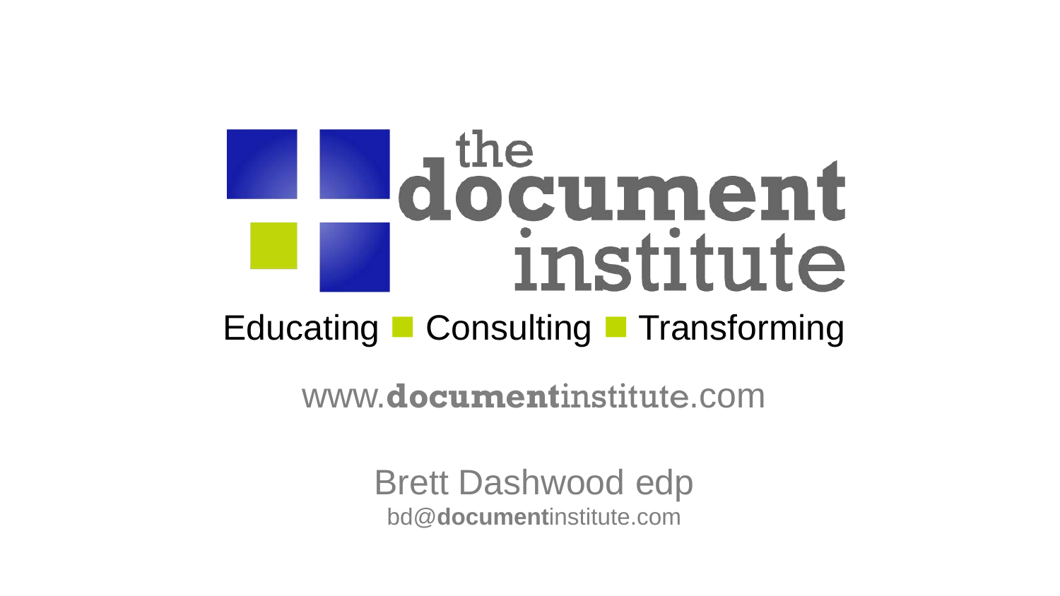# the document institute

Educating ■ Consulting ■ Transforming

www.**document**institute.com

Brett Dashwood edp

bd@**document**institute.com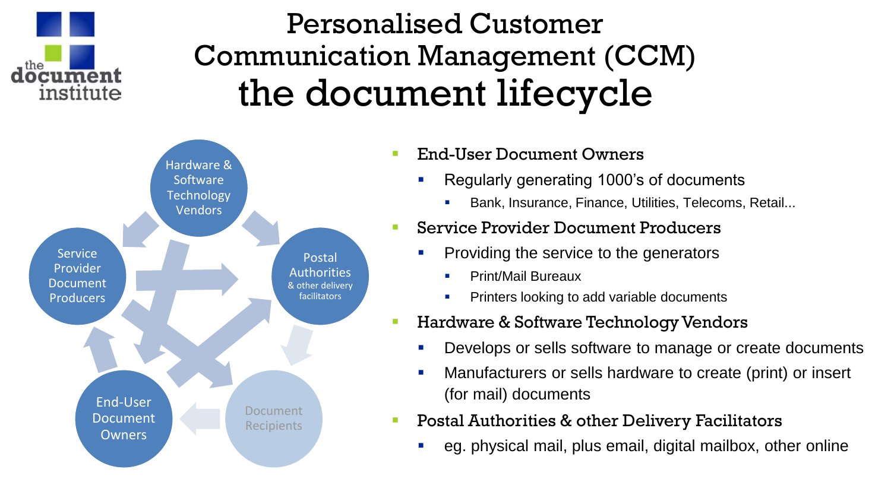# Personalised Customer Communication Management (CCM)
# the document lifecycle

Hardware & Software Technology Vendors

Postal Authorities & other delivery facilitators

Document Recipients

End-User Document Owners

Service Provider Document Producers

- End-User Document Owners
  - Regularly generating 1000's of documents
    - Bank, Insurance, Finance, Utilities, Telecoms, Retail...
- Service Provider Document Producers
  - Providing the service to the generators
    - Print/Mail Bureaux
    - Printers looking to add variable documents
- Hardware & Software Technology Vendors
  - Develops or sells software to manage or create documents
  - Manufacturers or sells hardware to create (print) or insert (for mail) documents
- Postal Authorities & other Delivery Facilitators
  - eg. physical mail, plus email, digital mailbox, other online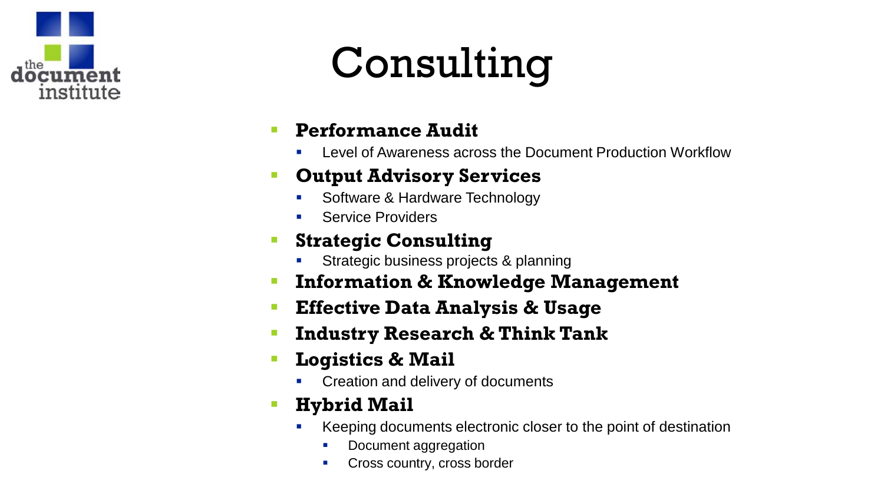# Consulting

- **Performance Audit**
  - Level of Awareness across the Document Production Workflow
- **Output Advisory Services**
  - Software & Hardware Technology
  - Service Providers
- **Strategic Consulting**
  - Strategic business projects & planning
- **Information & Knowledge Management**
- **Effective Data Analysis & Usage**
- **Industry Research & Think Tank**
- **Logistics & Mail**
  - Creation and delivery of documents
- **Hybrid Mail**
  - Keeping documents electronic closer to the point of destination
    - Document aggregation
    - Cross country, cross border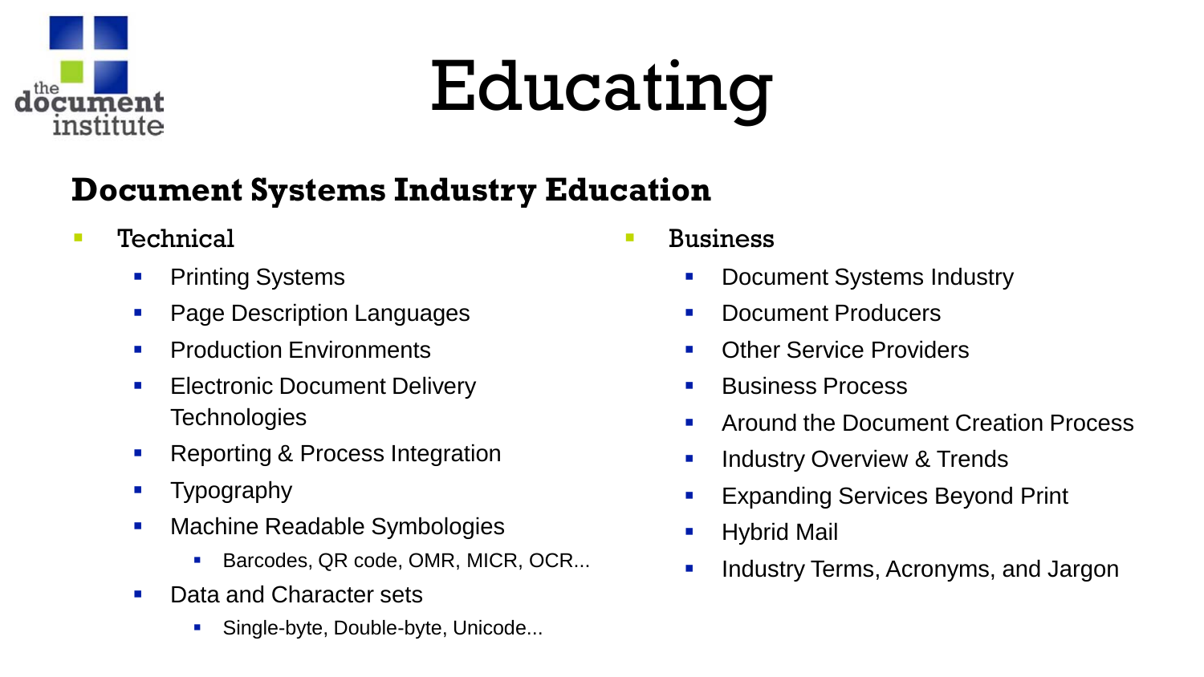# Educating

## Document Systems Industry Education

- Technical
  - Printing Systems
  - Page Description Languages
  - Production Environments
  - Electronic Document Delivery Technologies
  - Reporting & Process Integration
  - Typography
  - Machine Readable Symbologies
    - Barcodes, QR code, OMR, MICR, OCR...
  - Data and Character sets
    - Single-byte, Double-byte, Unicode...
- Business
  - Document Systems Industry
  - Document Producers
  - Other Service Providers
  - Business Process
  - Around the Document Creation Process
  - Industry Overview & Trends
  - Expanding Services Beyond Print
  - Hybrid Mail
  - Industry Terms, Acronyms, and Jargon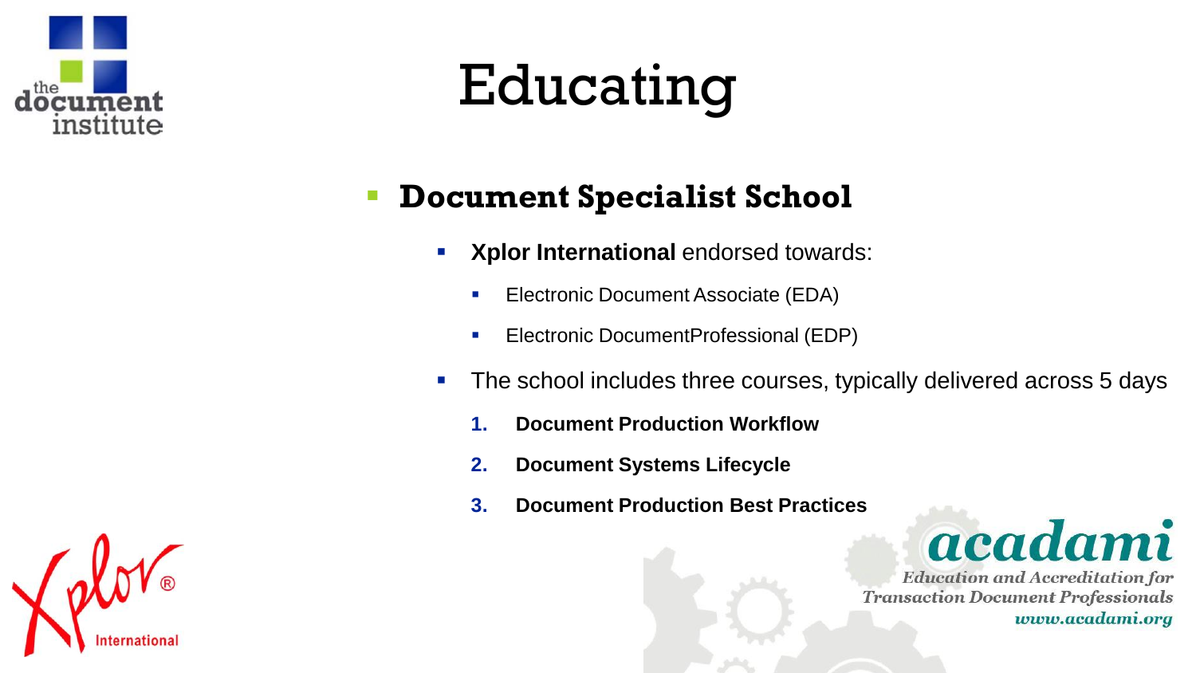# Educating

- **Document Specialist School**
  - **Xplor International** endorsed towards:
    - Electronic Document Associate (EDA)
    - Electronic DocumentProfessional (EDP)
  - The school includes three courses, typically delivered across 5 days
    1. **Document Production Workflow**
    2. **Document Systems Lifecycle**
    3. **Document Production Best Practices**

acadami

*Education and Accreditation for Transaction Document Professionals*

*www.acadami.org*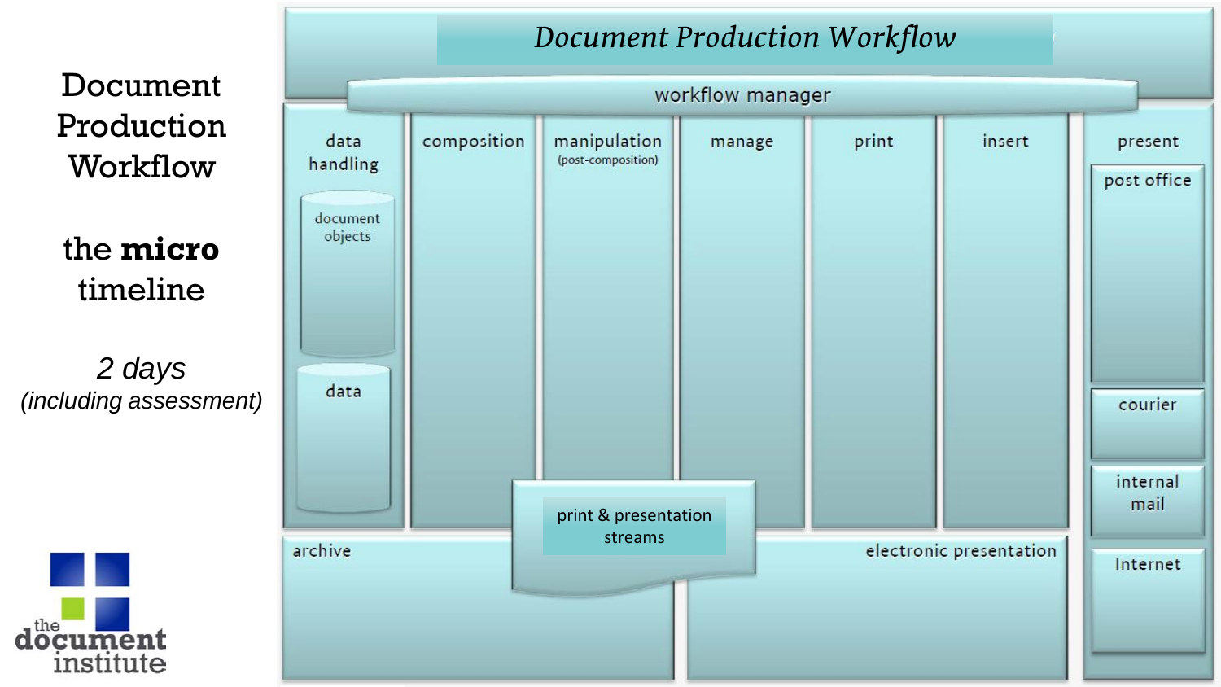# Document Production Workflow

## the **micro** timeline

*2 days*
*(including assessment)*

**Document Production Workflow**

workflow manager

- data handling
  - document objects
  - data
- composition
- manipulation (post-composition)
- manage
- print
- insert
- present
  - post office
  - courier
  - internal mail
  - Internet

archive

print & presentation streams

electronic presentation

the document institute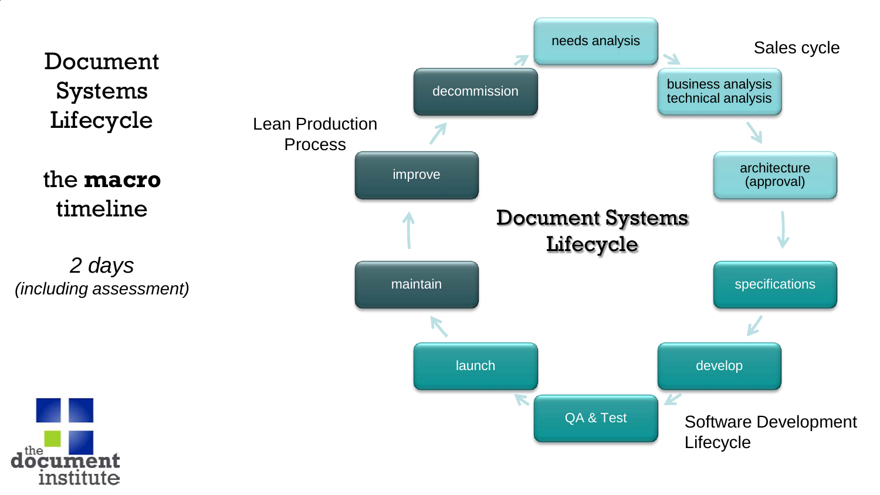# Document Systems Lifecycle

## the **macro** timeline

*2 days*
*(including assessment)*

**Document Systems Lifecycle**

Sales cycle

- needs analysis
- business analysis technical analysis
- architecture (approval)

Software Development Lifecycle

- specifications
- develop
- QA & Test
- launch

Lean Production Process

- maintain
- improve
- decommission

the document institute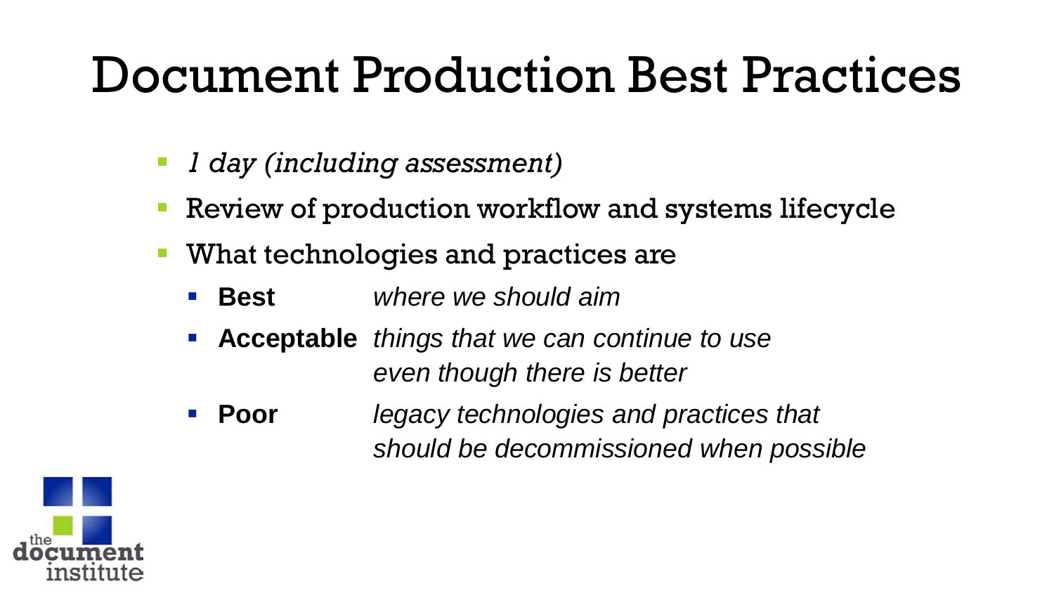# Document Production Best Practices

- *1 day (including assessment)*
- Review of production workflow and systems lifecycle
- What technologies and practices are
  - **Best** *where we should aim*
  - **Acceptable** *things that we can continue to use even though there is better*
  - **Poor** *legacy technologies and practices that should be decommissioned when possible*

the document institute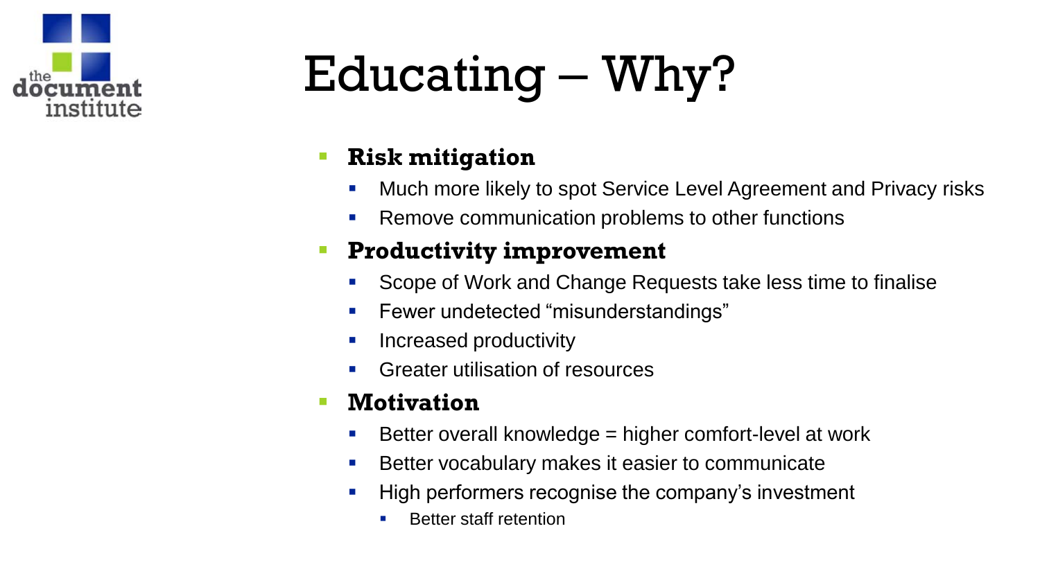# Educating – Why?

- **Risk mitigation**
  - Much more likely to spot Service Level Agreement and Privacy risks
  - Remove communication problems to other functions
- **Productivity improvement**
  - Scope of Work and Change Requests take less time to finalise
  - Fewer undetected “misunderstandings”
  - Increased productivity
  - Greater utilisation of resources
- **Motivation**
  - Better overall knowledge = higher comfort-level at work
  - Better vocabulary makes it easier to communicate
  - High performers recognise the company’s investment
    - Better staff retention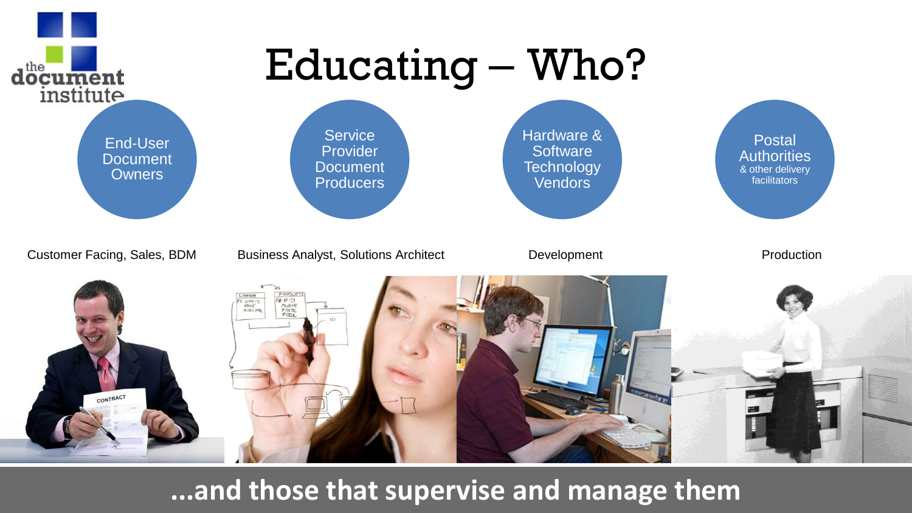# Educating – Who?

- End-User Document Owners
- Service Provider Document Producers
- Hardware & Software Technology Vendors
- Postal Authorities & other delivery facilitators

Customer Facing, Sales, BDM

Business Analyst, Solutions Architect

Development

Production

**...and those that supervise and manage them**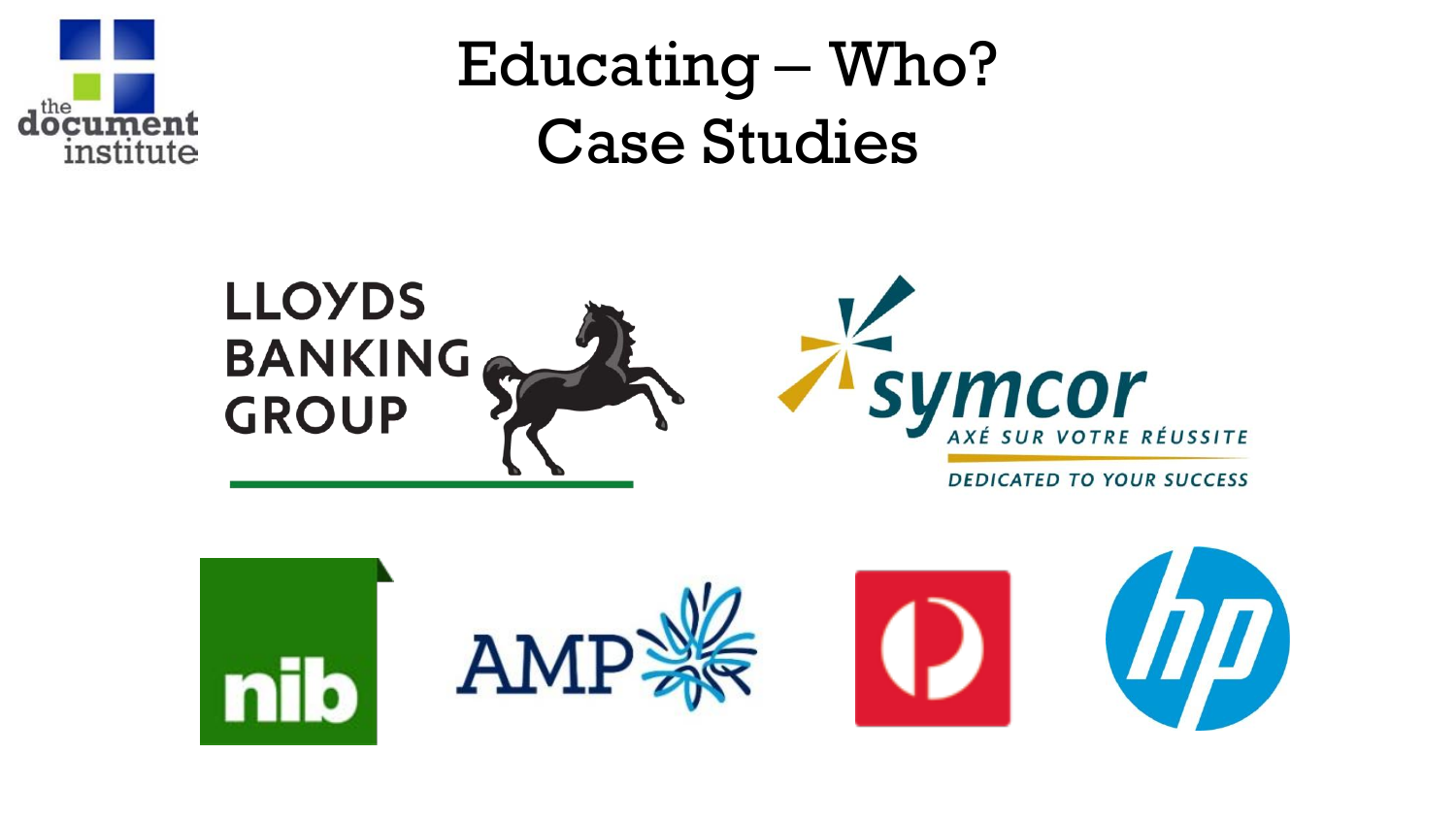# Educating – Who? Case Studies

LLOYDS BANKING GROUP

symcor

AXÉ SUR VOTRE RÉUSSITE

DEDICATED TO YOUR SUCCESS

nib

AMP